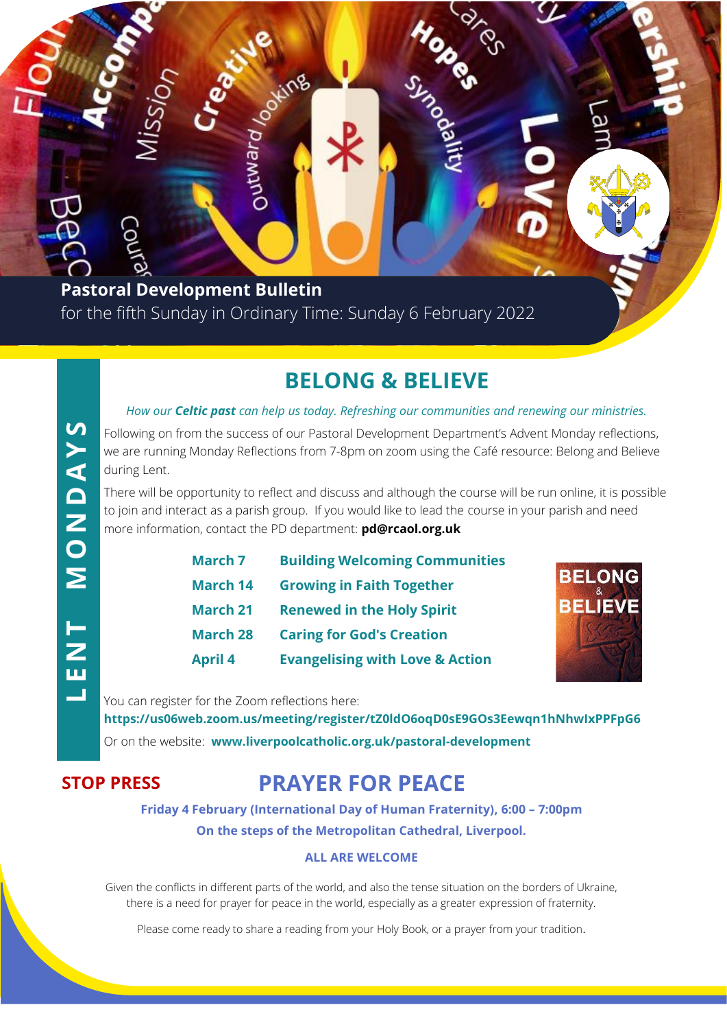**Pastoral Development Bulletin**
for the fifth Sunday in Ordinary Time: Sunday 6 February 2022

## BELONG & BELIEVE

LENT MONDAYS

*How our **Celtic past** can help us today. Refreshing our communities and renewing our ministries.*

Following on from the success of our Pastoral Development Department's Advent Monday reflections, we are running Monday Reflections from 7-8pm on zoom using the Café resource: Belong and Believe during Lent.

There will be opportunity to reflect and discuss and although the course will be run online, it is possible to join and interact as a parish group. If you would like to lead the course in your parish and need more information, contact the PD department: **pd@rcaol.org.uk**

| | |
|---|---|
| **March 7** | **Building Welcoming Communities** |
| **March 14** | **Growing in Faith Together** |
| **March 21** | **Renewed in the Holy Spirit** |
| **March 28** | **Caring for God's Creation** |
| **April 4** | **Evangelising with Love & Action** |

You can register for the Zoom reflections here:
**https://us06web.zoom.us/meeting/register/tZ0ldO6oqD0sE9GOs3Eewqn1hNhwIxPPFpG6**

Or on the website: **www.liverpoolcatholic.org.uk/pastoral-development**

**STOP PRESS**

## PRAYER FOR PEACE

**Friday 4 February (International Day of Human Fraternity), 6:00 – 7:00pm**

**On the steps of the Metropolitan Cathedral, Liverpool.**

**ALL ARE WELCOME**

Given the conflicts in different parts of the world, and also the tense situation on the borders of Ukraine, there is a need for prayer for peace in the world, especially as a greater expression of fraternity.

Please come ready to share a reading from your Holy Book, or a prayer from your tradition.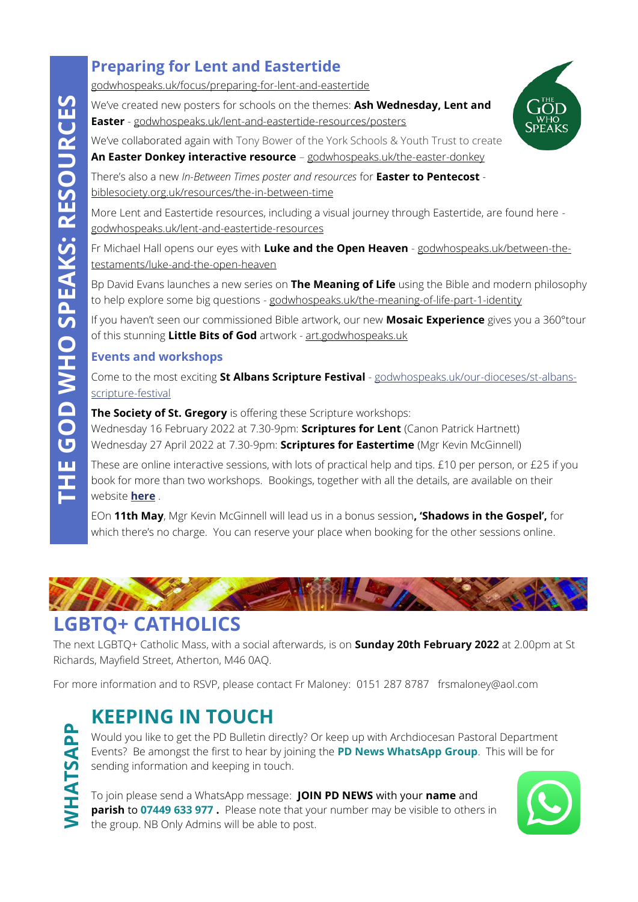# THE GOD WHO SPEAKS: RESOURCES

## Preparing for Lent and Eastertide

godwhospeaks.uk/focus/preparing-for-lent-and-eastertide

We've created new posters for schools on the themes: **Ash Wednesday, Lent and Easter** - godwhospeaks.uk/lent-and-eastertide-resources/posters

We've collaborated again with Tony Bower of the York Schools & Youth Trust to create **An Easter Donkey interactive resource** – godwhospeaks.uk/the-easter-donkey

There's also a new *In-Between Times poster and resources* for **Easter to Pentecost** - biblesociety.org.uk/resources/the-in-between-time

More Lent and Eastertide resources, including a visual journey through Eastertide, are found here - godwhospeaks.uk/lent-and-eastertide-resources

Fr Michael Hall opens our eyes with **Luke and the Open Heaven** - godwhospeaks.uk/between-the-testaments/luke-and-the-open-heaven

Bp David Evans launches a new series on **The Meaning of Life** using the Bible and modern philosophy to help explore some big questions - godwhospeaks.uk/the-meaning-of-life-part-1-identity

If you haven't seen our commissioned Bible artwork, our new **Mosaic Experience** gives you a 360°tour of this stunning **Little Bits of God** artwork - art.godwhospeaks.uk

### Events and workshops

Come to the most exciting **St Albans Scripture Festival** - godwhospeaks.uk/our-dioceses/st-albans-scripture-festival

**The Society of St. Gregory** is offering these Scripture workshops:
Wednesday 16 February 2022 at 7.30-9pm: **Scriptures for Lent** (Canon Patrick Hartnett)
Wednesday 27 April 2022 at 7.30-9pm: **Scriptures for Eastertime** (Mgr Kevin McGinnell)

These are online interactive sessions, with lots of practical help and tips. £10 per person, or £25 if you book for more than two workshops. Bookings, together with all the details, are available on their website **here** .

EOn **11th May**, Mgr Kevin McGinnell will lead us in a bonus session**, 'Shadows in the Gospel',** for which there's no charge. You can reserve your place when booking for the other sessions online.

## LGBTQ+ CATHOLICS

The next LGBTQ+ Catholic Mass, with a social afterwards, is on **Sunday 20th February 2022** at 2.00pm at St Richards, Mayfield Street, Atherton, M46 0AQ.

For more information and to RSVP, please contact Fr Maloney: 0151 287 8787 frsmaloney@aol.com

## WHATSAPP

## KEEPING IN TOUCH

Would you like to get the PD Bulletin directly? Or keep up with Archdiocesan Pastoral Department Events? Be amongst the first to hear by joining the **PD News WhatsApp Group**. This will be for sending information and keeping in touch.

To join please send a WhatsApp message: **JOIN PD NEWS** with your **name** and **parish** to **07449 633 977 .** Please note that your number may be visible to others in the group. NB Only Admins will be able to post.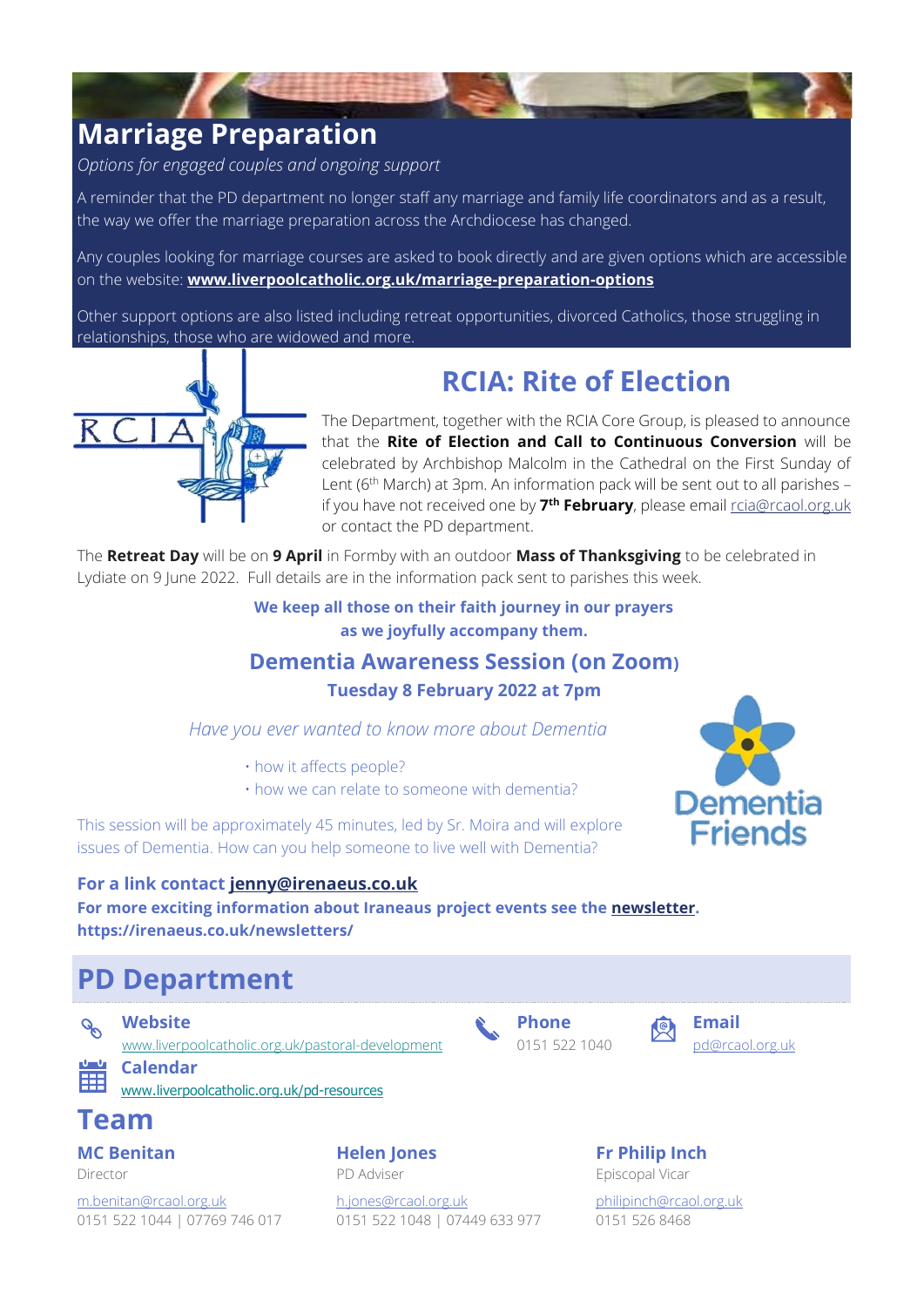## Marriage Preparation

*Options for engaged couples and ongoing support*

A reminder that the PD department no longer staff any marriage and family life coordinators and as a result, the way we offer the marriage preparation across the Archdiocese has changed.

Any couples looking for marriage courses are asked to book directly and are given options which are accessible on the website: **www.liverpoolcatholic.org.uk/marriage-preparation-options**

Other support options are also listed including retreat opportunities, divorced Catholics, those struggling in relationships, those who are widowed and more.

## RCIA: Rite of Election

The Department, together with the RCIA Core Group, is pleased to announce that the **Rite of Election and Call to Continuous Conversion** will be celebrated by Archbishop Malcolm in the Cathedral on the First Sunday of Lent (6th March) at 3pm. An information pack will be sent out to all parishes – if you have not received one by **7th February**, please email rcia@rcaol.org.uk or contact the PD department.

The **Retreat Day** will be on **9 April** in Formby with an outdoor **Mass of Thanksgiving** to be celebrated in Lydiate on 9 June 2022. Full details are in the information pack sent to parishes this week.

**We keep all those on their faith journey in our prayers as we joyfully accompany them.**

## Dementia Awareness Session (on Zoom)

**Tuesday 8 February 2022 at 7pm**

*Have you ever wanted to know more about Dementia*

- how it affects people?
- how we can relate to someone with dementia?

This session will be approximately 45 minutes, led by Sr. Moira and will explore issues of Dementia. How can you help someone to live well with Dementia?

Dementia Friends

**For a link contact jenny@irenaeus.co.uk**

**For more exciting information about Iraneaus project events see the newsletter.**
**https://irenaeus.co.uk/newsletters/**

## PD Department

**Website**
www.liverpoolcatholic.org.uk/pastoral-development

**Calendar**
www.liverpoolcatholic.org.uk/pd-resources

**Phone**
0151 522 1040

**Email**
pd@rcaol.org.uk

## Team

**MC Benitan**
Director
m.benitan@rcaol.org.uk
0151 522 1044 | 07769 746 017

**Helen Jones**
PD Adviser
h.jones@rcaol.org.uk
0151 522 1048 | 07449 633 977

**Fr Philip Inch**
Episcopal Vicar
philipinch@rcaol.org.uk
0151 526 8468